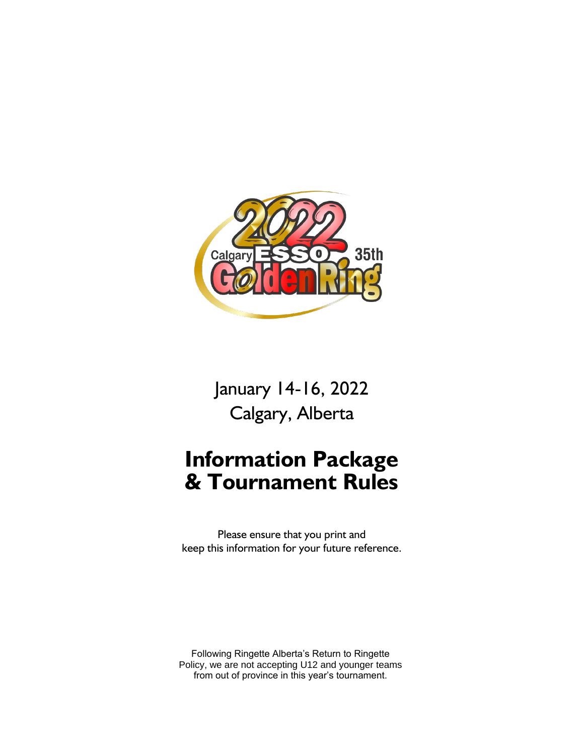2022 Calgary ESSO 35th Golden Ring

January 14-16, 2022
Calgary, Alberta

# Information Package & Tournament Rules

Please ensure that you print and keep this information for your future reference.

Following Ringette Alberta's Return to Ringette Policy, we are not accepting U12 and younger teams from out of province in this year's tournament.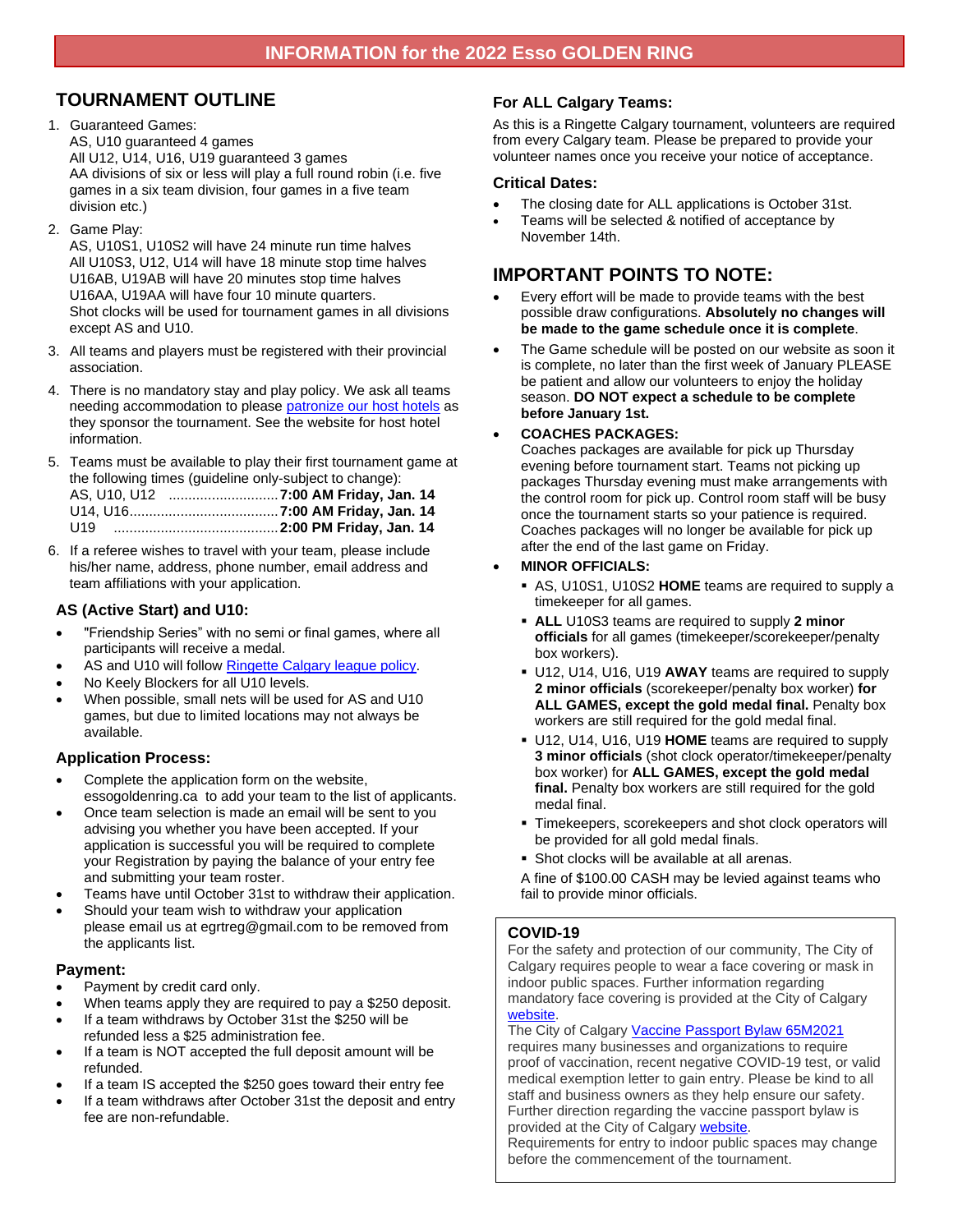# INFORMATION for the 2022 Esso GOLDEN RING

## TOURNAMENT OUTLINE

1. Guaranteed Games:
   AS, U10 guaranteed 4 games
   All U12, U14, U16, U19 guaranteed 3 games
   AA divisions of six or less will play a full round robin (i.e. five games in a six team division, four games in a five team division etc.)
2. Game Play:
   AS, U10S1, U10S2 will have 24 minute run time halves
   All U10S3, U12, U14 will have 18 minute stop time halves
   U16AB, U19AB will have 20 minutes stop time halves
   U16AA, U19AA will have four 10 minute quarters.
   Shot clocks will be used for tournament games in all divisions except AS and U10.
3. All teams and players must be registered with their provincial association.
4. There is no mandatory stay and play policy. We ask all teams needing accommodation to please [patronize our host hotels](#) as they sponsor the tournament. See the website for host hotel information.
5. Teams must be available to play their first tournament game at the following times (guideline only-subject to change):
   AS, U10, U12 ............................**7:00 AM Friday, Jan. 14**
   U14, U16......................................**7:00 AM Friday, Jan. 14**
   U19 ..........................................**2:00 PM Friday, Jan. 14**
6. If a referee wishes to travel with your team, please include his/her name, address, phone number, email address and team affiliations with your application.

### AS (Active Start) and U10:

- "Friendship Series" with no semi or final games, where all participants will receive a medal.
- AS and U10 will follow [Ringette Calgary league policy](#).
- No Keely Blockers for all U10 levels.
- When possible, small nets will be used for AS and U10 games, but due to limited locations may not always be available.

### Application Process:

- Complete the application form on the website, essogoldenring.ca to add your team to the list of applicants.
- Once team selection is made an email will be sent to you advising you whether you have been accepted. If your application is successful you will be required to complete your Registration by paying the balance of your entry fee and submitting your team roster.
- Teams have until October 31st to withdraw their application.
- Should your team wish to withdraw your application please email us at egrtreg@gmail.com to be removed from the applicants list.

### Payment:

- Payment by credit card only.
- When teams apply they are required to pay a $250 deposit.
- If a team withdraws by October 31st the $250 will be refunded less a $25 administration fee.
- If a team is NOT accepted the full deposit amount will be refunded.
- If a team IS accepted the $250 goes toward their entry fee
- If a team withdraws after October 31st the deposit and entry fee are non-refundable.

### For ALL Calgary Teams:

As this is a Ringette Calgary tournament, volunteers are required from every Calgary team. Please be prepared to provide your volunteer names once you receive your notice of acceptance.

### Critical Dates:

- The closing date for ALL applications is October 31st.
- Teams will be selected & notified of acceptance by November 14th.

## IMPORTANT POINTS TO NOTE:

- Every effort will be made to provide teams with the best possible draw configurations. **Absolutely no changes will be made to the game schedule once it is complete**.
- The Game schedule will be posted on our website as soon it is complete, no later than the first week of January PLEASE be patient and allow our volunteers to enjoy the holiday season. **DO NOT expect a schedule to be complete before January 1st.**
- **COACHES PACKAGES:**
  Coaches packages are available for pick up Thursday evening before tournament start. Teams not picking up packages Thursday evening must make arrangements with the control room for pick up. Control room staff will be busy once the tournament starts so your patience is required. Coaches packages will no longer be available for pick up after the end of the last game on Friday.
- **MINOR OFFICIALS:**
  - AS, U10S1, U10S2 **HOME** teams are required to supply a timekeeper for all games.
  - **ALL** U10S3 teams are required to supply **2 minor officials** for all games (timekeeper/scorekeeper/penalty box workers).
  - U12, U14, U16, U19 **AWAY** teams are required to supply **2 minor officials** (scorekeeper/penalty box worker) **for ALL GAMES, except the gold medal final.** Penalty box workers are still required for the gold medal final.
  - U12, U14, U16, U19 **HOME** teams are required to supply **3 minor officials** (shot clock operator/timekeeper/penalty box worker) for **ALL GAMES, except the gold medal final.** Penalty box workers are still required for the gold medal final.
  - Timekeepers, scorekeepers and shot clock operators will be provided for all gold medal finals.
  - Shot clocks will be available at all arenas.

  A fine of $100.00 CASH may be levied against teams who fail to provide minor officials.

### COVID-19

For the safety and protection of our community, The City of Calgary requires people to wear a face covering or mask in indoor public spaces. Further information regarding mandatory face covering is provided at the City of Calgary [website](#).
The City of Calgary [Vaccine Passport Bylaw 65M2021](#) requires many businesses and organizations to require proof of vaccination, recent negative COVID-19 test, or valid medical exemption letter to gain entry. Please be kind to all staff and business owners as they help ensure our safety. Further direction regarding the vaccine passport bylaw is provided at the City of Calgary [website](#).
Requirements for entry to indoor public spaces may change before the commencement of the tournament.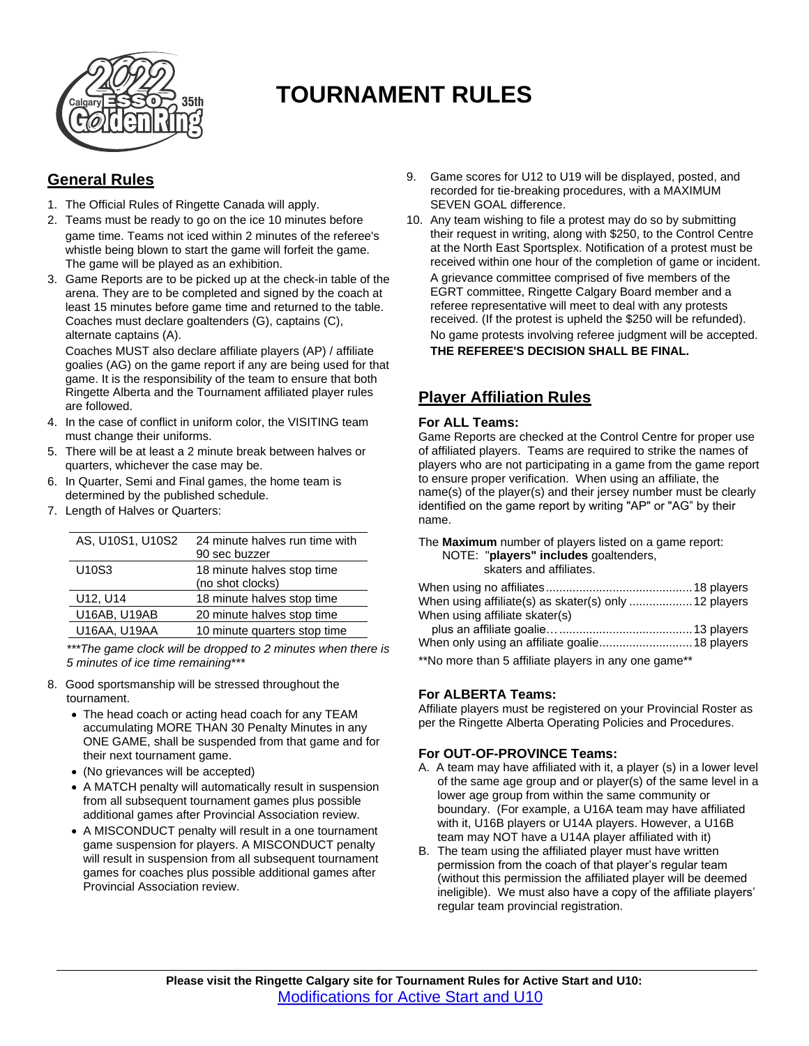# TOURNAMENT RULES

## General Rules

1. The Official Rules of Ringette Canada will apply.
2. Teams must be ready to go on the ice 10 minutes before game time. Teams not iced within 2 minutes of the referee's whistle being blown to start the game will forfeit the game. The game will be played as an exhibition.
3. Game Reports are to be picked up at the check-in table of the arena. They are to be completed and signed by the coach at least 15 minutes before game time and returned to the table. Coaches must declare goaltenders (G), captains (C), alternate captains (A).

   Coaches MUST also declare affiliate players (AP) / affiliate goalies (AG) on the game report if any are being used for that game. It is the responsibility of the team to ensure that both Ringette Alberta and the Tournament affiliated player rules are followed.
4. In the case of conflict in uniform color, the VISITING team must change their uniforms.
5. There will be at least a 2 minute break between halves or quarters, whichever the case may be.
6. In Quarter, Semi and Final games, the home team is determined by the published schedule.
7. Length of Halves or Quarters:

| | |
|---|---|
| AS, U10S1, U10S2 | 24 minute halves run time with 90 sec buzzer |
| U10S3 | 18 minute halves stop time (no shot clocks) |
| U12, U14 | 18 minute halves stop time |
| U16AB, U19AB | 20 minute halves stop time |
| U16AA, U19AA | 10 minute quarters stop time |

*\*\*\*The game clock will be dropped to 2 minutes when there is 5 minutes of ice time remaining\*\*\**

8. Good sportsmanship will be stressed throughout the tournament.
   - The head coach or acting head coach for any TEAM accumulating MORE THAN 30 Penalty Minutes in any ONE GAME, shall be suspended from that game and for their next tournament game.
   - (No grievances will be accepted)
   - A MATCH penalty will automatically result in suspension from all subsequent tournament games plus possible additional games after Provincial Association review.
   - A MISCONDUCT penalty will result in a one tournament game suspension for players. A MISCONDUCT penalty will result in suspension from all subsequent tournament games for coaches plus possible additional games after Provincial Association review.
9. Game scores for U12 to U19 will be displayed, posted, and recorded for tie-breaking procedures, with a MAXIMUM SEVEN GOAL difference.
10. Any team wishing to file a protest may do so by submitting their request in writing, along with $250, to the Control Centre at the North East Sportsplex. Notification of a protest must be received within one hour of the completion of game or incident. A grievance committee comprised of five members of the EGRT committee, Ringette Calgary Board member and a referee representative will meet to deal with any protests received. (If the protest is upheld the $250 will be refunded). No game protests involving referee judgment will be accepted.

    **THE REFEREE'S DECISION SHALL BE FINAL.**

## Player Affiliation Rules

### For ALL Teams:

Game Reports are checked at the Control Centre for proper use of affiliated players. Teams are required to strike the names of players who are not participating in a game from the game report to ensure proper verification. When using an affiliate, the name(s) of the player(s) and their jersey number must be clearly identified on the game report by writing "AP" or "AG" by their name.

The **Maximum** number of players listed on a game report:
NOTE: "**players" includes** goaltenders, skaters and affiliates.

| | |
|---|---|
| When using no affiliates | 18 players |
| When using affiliate(s) as skater(s) only | 12 players |
| When using affiliate skater(s) plus an affiliate goalie… | 13 players |
| When only using an affiliate goalie | 18 players |

\*\*No more than 5 affiliate players in any one game\*\*

### For ALBERTA Teams:

Affiliate players must be registered on your Provincial Roster as per the Ringette Alberta Operating Policies and Procedures.

### For OUT-OF-PROVINCE Teams:

A. A team may have affiliated with it, a player (s) in a lower level of the same age group and or player(s) of the same level in a lower age group from within the same community or boundary. (For example, a U16A team may have affiliated with it, U16B players or U14A players. However, a U16B team may NOT have a U14A player affiliated with it)

B. The team using the affiliated player must have written permission from the coach of that player's regular team (without this permission the affiliated player will be deemed ineligible). We must also have a copy of the affiliate players' regular team provincial registration.

**Please visit the Ringette Calgary site for Tournament Rules for Active Start and U10:**
Modifications for Active Start and U10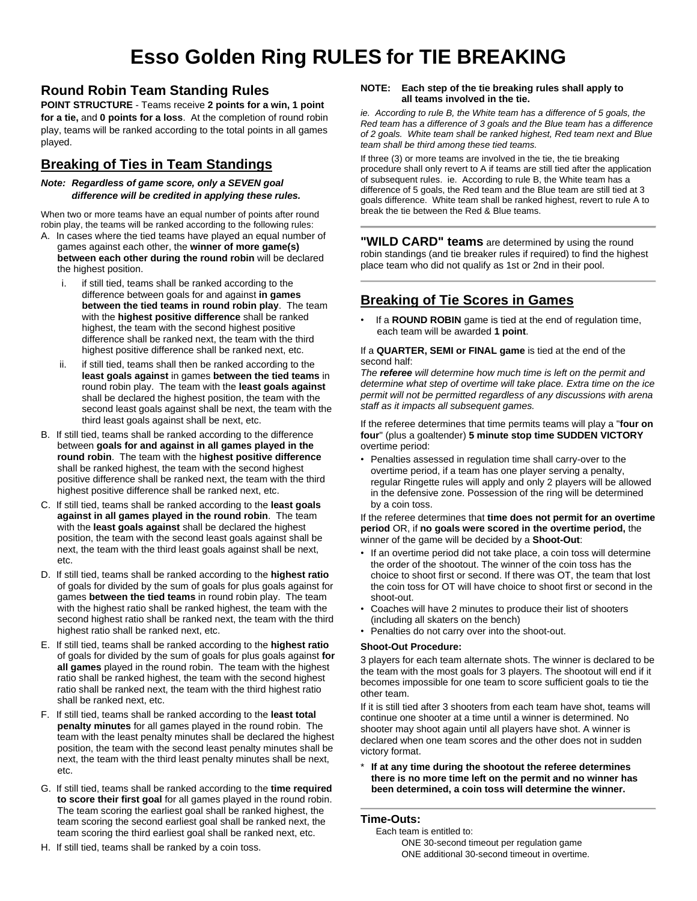# Esso Golden Ring RULES for TIE BREAKING

## Round Robin Team Standing Rules

**POINT STRUCTURE** - Teams receive **2 points for a win, 1 point for a tie,** and **0 points for a loss**. At the completion of round robin play, teams will be ranked according to the total points in all games played.

## Breaking of Ties in Team Standings

***Note: Regardless of game score, only a SEVEN goal difference will be credited in applying these rules.***

When two or more teams have an equal number of points after round robin play, the teams will be ranked according to the following rules:

A. In cases where the tied teams have played an equal number of games against each other, the **winner of more game(s) between each other during the round robin** will be declared the highest position.
   i. if still tied, teams shall be ranked according to the difference between goals for and against **in games between the tied teams in round robin play**. The team with the **highest positive difference** shall be ranked highest, the team with the second highest positive difference shall be ranked next, the team with the third highest positive difference shall be ranked next, etc.
   ii. if still tied, teams shall then be ranked according to the **least goals against** in games **between the tied teams** in round robin play. The team with the **least goals against** shall be declared the highest position, the team with the second least goals against shall be next, the team with the third least goals against shall be next, etc.

B. If still tied, teams shall be ranked according to the difference between **goals for and against in all games played in the round robin**. The team with the h**ighest positive difference** shall be ranked highest, the team with the second highest positive difference shall be ranked next, the team with the third highest positive difference shall be ranked next, etc.

C. If still tied, teams shall be ranked according to the **least goals against in all games played in the round robin**. The team with the **least goals against** shall be declared the highest position, the team with the second least goals against shall be next, the team with the third least goals against shall be next, etc.

D. If still tied, teams shall be ranked according to the **highest ratio** of goals for divided by the sum of goals for plus goals against for games **between the tied teams** in round robin play. The team with the highest ratio shall be ranked highest, the team with the second highest ratio shall be ranked next, the team with the third highest ratio shall be ranked next, etc.

E. If still tied, teams shall be ranked according to the **highest ratio** of goals for divided by the sum of goals for plus goals against **for all games** played in the round robin. The team with the highest ratio shall be ranked highest, the team with the second highest ratio shall be ranked next, the team with the third highest ratio shall be ranked next, etc.

F. If still tied, teams shall be ranked according to the **least total penalty minutes** for all games played in the round robin. The team with the least penalty minutes shall be declared the highest position, the team with the second least penalty minutes shall be next, the team with the third least penalty minutes shall be next, etc.

G. If still tied, teams shall be ranked according to the **time required to score their first goal** for all games played in the round robin. The team scoring the earliest goal shall be ranked highest, the team scoring the second earliest goal shall be ranked next, the team scoring the third earliest goal shall be ranked next, etc.

H. If still tied, teams shall be ranked by a coin toss.

**NOTE: Each step of the tie breaking rules shall apply to all teams involved in the tie.**

*ie. According to rule B, the White team has a difference of 5 goals, the Red team has a difference of 3 goals and the Blue team has a difference of 2 goals. White team shall be ranked highest, Red team next and Blue team shall be third among these tied teams.*

If three (3) or more teams are involved in the tie, the tie breaking procedure shall only revert to A if teams are still tied after the application of subsequent rules. ie. According to rule B, the White team has a difference of 5 goals, the Red team and the Blue team are still tied at 3 goals difference. White team shall be ranked highest, revert to rule A to break the tie between the Red & Blue teams.

---

**"WILD CARD" teams** are determined by using the round robin standings (and tie breaker rules if required) to find the highest place team who did not qualify as 1st or 2nd in their pool.

---

## Breaking of Tie Scores in Games

- If a **ROUND ROBIN** game is tied at the end of regulation time, each team will be awarded **1 point**.

If a **QUARTER, SEMI or FINAL game** is tied at the end of the second half:

*The **referee** will determine how much time is left on the permit and determine what step of overtime will take place. Extra time on the ice permit will not be permitted regardless of any discussions with arena staff as it impacts all subsequent games.*

If the referee determines that time permits teams will play a "**four on four**" (plus a goaltender) **5 minute stop time SUDDEN VICTORY** overtime period:

- Penalties assessed in regulation time shall carry-over to the overtime period, if a team has one player serving a penalty, regular Ringette rules will apply and only 2 players will be allowed in the defensive zone. Possession of the ring will be determined by a coin toss.

If the referee determines that **time does not permit for an overtime period** OR, if **no goals were scored in the overtime period,** the winner of the game will be decided by a **Shoot-Out**:

- If an overtime period did not take place, a coin toss will determine the order of the shootout. The winner of the coin toss has the choice to shoot first or second. If there was OT, the team that lost the coin toss for OT will have choice to shoot first or second in the shoot-out.
- Coaches will have 2 minutes to produce their list of shooters (including all skaters on the bench)
- Penalties do not carry over into the shoot-out.

**Shoot-Out Procedure:**

3 players for each team alternate shots. The winner is declared to be the team with the most goals for 3 players. The shootout will end if it becomes impossible for one team to score sufficient goals to tie the other team.

If it is still tied after 3 shooters from each team have shot, teams will continue one shooter at a time until a winner is determined. No shooter may shoot again until all players have shot. A winner is declared when one team scores and the other does not in sudden victory format.

\* **If at any time during the shootout the referee determines there is no more time left on the permit and no winner has been determined, a coin toss will determine the winner.**

---

### Time-Outs:

Each team is entitled to:

ONE 30-second timeout per regulation game
ONE additional 30-second timeout in overtime.